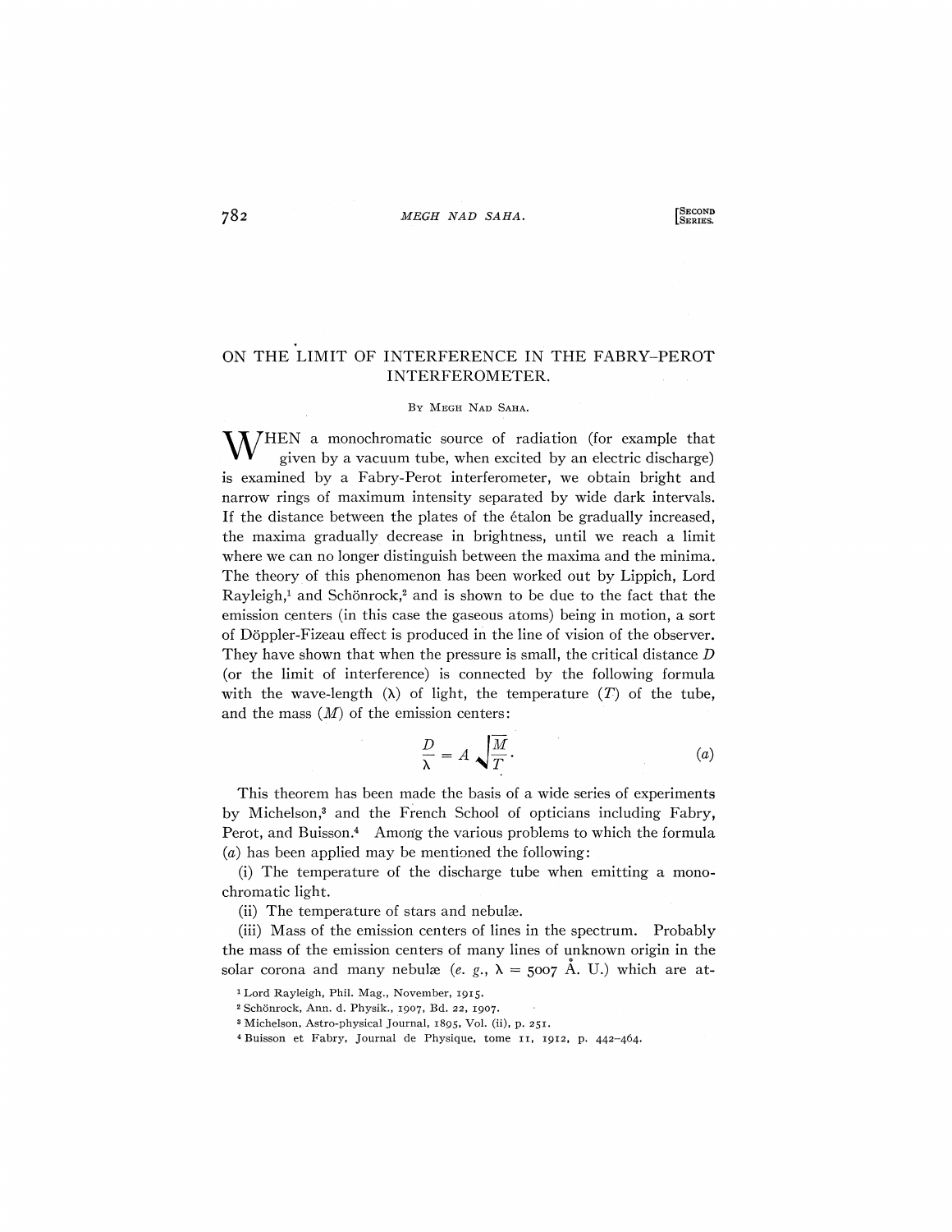# ON THE LIMIT OF INTERFERENCE IN THE FABRY–PEROT INTERFEROMETER.

By Megh Nad Saha.

When a monochromatic source of radiation (for example that given by a vacuum tube, when excited by an electric discharge) is examined by a Fabry-Perot interferometer, we obtain bright and narrow rings of maximum intensity separated by wide dark intervals. If the distance between the plates of the étalon be gradually increased, the maxima gradually decrease in brightness, until we reach a limit where we can no longer distinguish between the maxima and the minima. The theory of this phenomenon has been worked out by Lippich, Lord Rayleigh,[1] and Schönrock,[2] and is shown to be due to the fact that the emission centers (in this case the gaseous atoms) being in motion, a sort of Döppler-Fizeau effect is produced in the line of vision of the observer. They have shown that when the pressure is small, the critical distance $D$ (or the limit of interference) is connected by the following formula with the wave-length ($\lambda$) of light, the temperature ($T$) of the tube, and the mass ($M$) of the emission centers:

$$\frac{D}{\lambda} = A\sqrt{\frac{M}{T}}. \qquad (a)$$

This theorem has been made the basis of a wide series of experiments by Michelson,[3] and the French School of opticians including Fabry, Perot, and Buisson.[4] Among the various problems to which the formula ($a$) has been applied may be mentioned the following:

(i) The temperature of the discharge tube when emitting a monochromatic light.

(ii) The temperature of stars and nebulæ.

(iii) Mass of the emission centers of lines in the spectrum. Probably the mass of the emission centers of many lines of unknown origin in the solar corona and many nebulæ (*e. g.*, $\lambda$ = 5007 Å. U.) which are at-

[1] Lord Rayleigh, Phil. Mag., November, 1915.

[2] Schönrock, Ann. d. Physik., 1907, Bd. 22, 1907.

[3] Michelson, Astro-physical Journal, 1895, Vol. (ii), p. 251.

[4] Buisson et Fabry, Journal de Physique, tome 11, 1912, p. 442–464.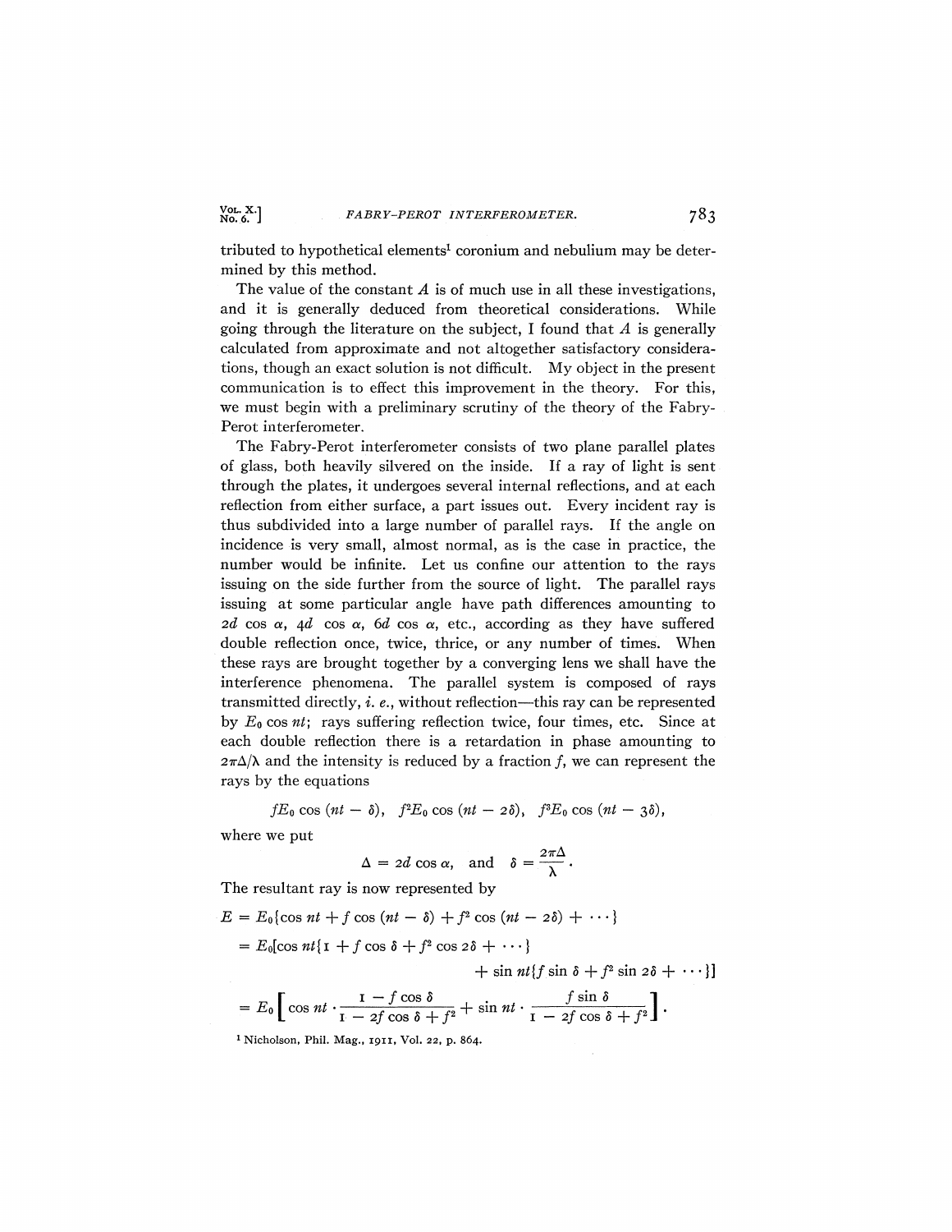tributed to hypothetical elements[1] coronium and nebulium may be determined by this method.

The value of the constant $A$ is of much use in all these investigations, and it is generally deduced from theoretical considerations. While going through the literature on the subject, I found that $A$ is generally calculated from approximate and not altogether satisfactory considerations, though an exact solution is not difficult. My object in the present communication is to effect this improvement in the theory. For this, we must begin with a preliminary scrutiny of the theory of the Fabry-Perot interferometer.

The Fabry-Perot interferometer consists of two plane parallel plates of glass, both heavily silvered on the inside. If a ray of light is sent through the plates, it undergoes several internal reflections, and at each reflection from either surface, a part issues out. Every incident ray is thus subdivided into a large number of parallel rays. If the angle on incidence is very small, almost normal, as is the case in practice, the number would be infinite. Let us confine our attention to the rays issuing on the side further from the source of light. The parallel rays issuing at some particular angle have path differences amounting to $2d \cos \alpha$, $4d \cos \alpha$, $6d \cos \alpha$, etc., according as they have suffered double reflection once, twice, thrice, or any number of times. When these rays are brought together by a converging lens we shall have the interference phenomena. The parallel system is composed of rays transmitted directly, *i. e.*, without reflection—this ray can be represented by $E_0 \cos nt$; rays suffering reflection twice, four times, etc. Since at each double reflection there is a retardation in phase amounting to $2\pi\Delta/\lambda$ and the intensity is reduced by a fraction $f$, we can represent the rays by the equations

$$fE_0 \cos (nt - \delta), \quad f^2 E_0 \cos (nt - 2\delta), \quad f^3 E_0 \cos (nt - 3\delta),$$

where we put

$$\Delta = 2d \cos \alpha, \quad \text{and} \quad \delta = \frac{2\pi\Delta}{\lambda}.$$

The resultant ray is now represented by

$$\begin{aligned} E &= E_0\{\cos nt + f \cos (nt - \delta) + f^2 \cos (nt - 2\delta) + \cdots\} \\ &= E_0[\cos nt\{1 + f \cos \delta + f^2 \cos 2\delta + \cdots\} \\ &\qquad + \sin nt\{f \sin \delta + f^2 \sin 2\delta + \cdots\}] \\ &= E_0\left[\cos nt \cdot \frac{1 - f \cos \delta}{1 - 2f \cos \delta + f^2} + \sin nt \cdot \frac{f \sin \delta}{1 - 2f \cos \delta + f^2}\right]. \end{aligned}$$

[1] Nicholson, Phil. Mag., 1911, Vol. 22, p. 864.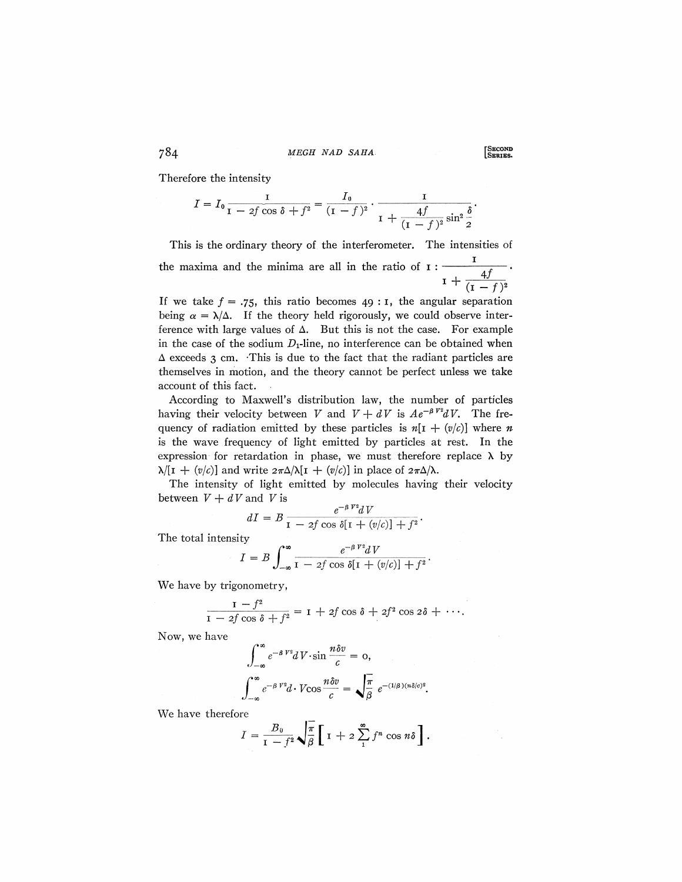Therefore the intensity

$$I = I_0 \frac{1}{1 - 2f\cos\delta + f^2} = \frac{I_0}{(1-f)^2} \cdot \frac{1}{1 + \dfrac{4f}{(1-f)^2}\sin^2\dfrac{\delta}{2}}.$$

This is the ordinary theory of the interferometer. The intensities of the maxima and the minima are all in the ratio of $1 : \dfrac{1}{1 + \dfrac{4f}{(1-f)^2}}$. If we take $f = .75$, this ratio becomes $49 : 1$, the angular separation being $\alpha = \lambda/\Delta$. If the theory held rigorously, we could observe interference with large values of $\Delta$. But this is not the case. For example in the case of the sodium $D_1$-line, no interference can be obtained when $\Delta$ exceeds 3 cm. This is due to the fact that the radiant particles are themselves in motion, and the theory cannot be perfect unless we take account of this fact.

According to Maxwell's distribution law, the number of particles having their velocity between $V$ and $V + dV$ is $Ae^{-\beta V^2}dV$. The frequency of radiation emitted by these particles is $n[1 + (v/c)]$ where $n$ is the wave frequency of light emitted by particles at rest. In the expression for retardation in phase, we must therefore replace $\lambda$ by $\lambda/[1 + (v/c)]$ and write $2\pi\Delta/\lambda[1 + (v/c)]$ in place of $2\pi\Delta/\lambda$.

The intensity of light emitted by molecules having their velocity between $V + dV$ and $V$ is

$$dI = B\frac{e^{-\beta V^2}dV}{1 - 2f\cos\delta[1 + (v/c)] + f^2}.$$

The total intensity

$$I = B\int_{-\infty}^{\infty}\frac{e^{-\beta V^2}dV}{1 - 2f\cos\delta[1 + (v/c)] + f^2}.$$

We have by trigonometry,

$$\frac{1 - f^2}{1 - 2f\cos\delta + f^2} = 1 + 2f\cos\delta + 2f^2\cos 2\delta + \cdots.$$

Now, we have

$$\int_{-\infty}^{\infty} e^{-\beta V^2}dV \cdot \sin\frac{n\delta v}{c} = 0,$$

$$\int_{-\infty}^{\infty} e^{-\beta V^2}d \cdot V\cos\frac{n\delta v}{c} = \sqrt{\frac{\pi}{\beta}}\, e^{-(1/\beta)(n\delta/c)^2}.$$

We have therefore

$$I = \frac{B_0}{1 - f^2}\sqrt{\frac{\pi}{\beta}}\left[1 + 2\sum_1^{\infty} f^n \cos n\delta\right].$$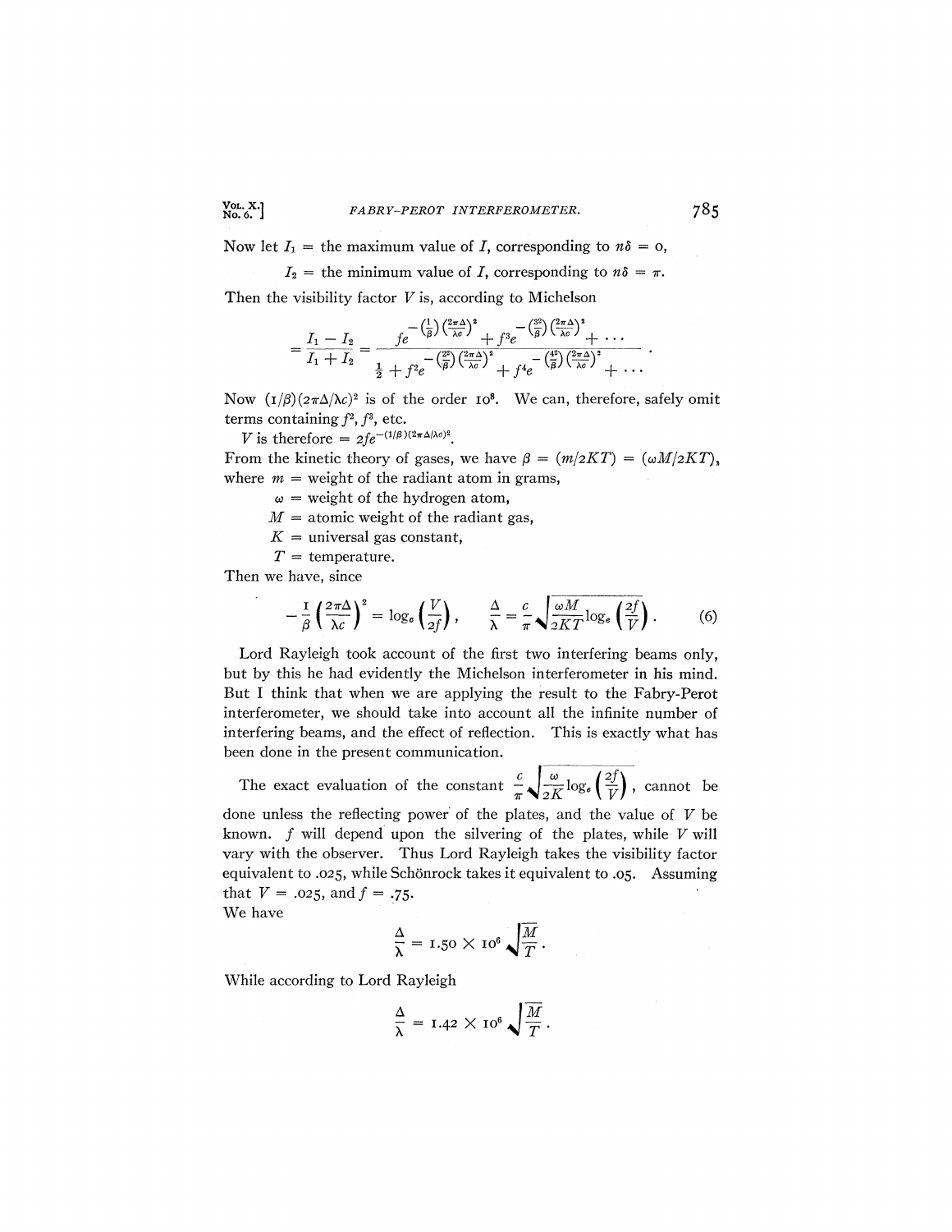Now let $I_1$ = the maximum value of $I$, corresponding to $n\delta = 0$,

$I_2$ = the minimum value of $I$, corresponding to $n\delta = \pi$.

Then the visibility factor $V$ is, according to Michelson

$$= \frac{I_1 - I_2}{I_1 + I_2} = \frac{fe^{-\left(\frac{1}{\beta}\right)\left(\frac{2\pi\Delta}{\lambda c}\right)^2} + f^3 e^{-\left(\frac{3^2}{\beta}\right)\left(\frac{2\pi\Delta}{\lambda c}\right)^2} + \cdots}{\frac{1}{2} + f^2 e^{-\left(\frac{2^2}{\beta}\right)\left(\frac{2\pi\Delta}{\lambda c}\right)^2} + f^4 e^{-\left(\frac{4^2}{\beta}\right)\left(\frac{2\pi\Delta}{\lambda c}\right)^2} + \cdots}.$$

Now $(1/\beta)(2\pi\Delta/\lambda c)^2$ is of the order $10^8$. We can, therefore, safely omit terms containing $f^2$, $f^3$, etc.

$V$ is therefore $= 2fe^{-(1/\beta)(2\pi\Delta/\lambda c)^2}$.

From the kinetic theory of gases, we have $\beta = (m/2KT) = (\omega M/2KT)$, where $m$ = weight of the radiant atom in grams,

$\omega$ = weight of the hydrogen atom,

$M$ = atomic weight of the radiant gas,

$K$ = universal gas constant,

$T$ = temperature.

Then we have, since

$$-\frac{1}{\beta}\left(\frac{2\pi\Delta}{\lambda c}\right)^2 = \log_e\left(\frac{V}{2f}\right), \quad \frac{\Delta}{\lambda} = \frac{c}{\pi}\sqrt{\frac{\omega M}{2KT}\log_e\left(\frac{2f}{V}\right)}. \tag{6}$$

Lord Rayleigh took account of the first two interfering beams only, but by this he had evidently the Michelson interferometer in his mind. But I think that when we are applying the result to the Fabry-Perot interferometer, we should take into account all the infinite number of interfering beams, and the effect of reflection. This is exactly what has been done in the present communication.

The exact evaluation of the constant $\frac{c}{\pi}\sqrt{\frac{\omega}{2K}\log_e\left(\frac{2f}{V}\right)}$, cannot be done unless the reflecting power of the plates, and the value of $V$ be known. $f$ will depend upon the silvering of the plates, while $V$ will vary with the observer. Thus Lord Rayleigh takes the visibility factor equivalent to .025, while Schönrock takes it equivalent to .05. Assuming that $V = .025$, and $f = .75$.

We have

$$\frac{\Delta}{\lambda} = 1.50 \times 10^6 \sqrt{\frac{M}{T}}.$$

While according to Lord Rayleigh

$$\frac{\Delta}{\lambda} = 1.42 \times 10^6 \sqrt{\frac{M}{T}}.$$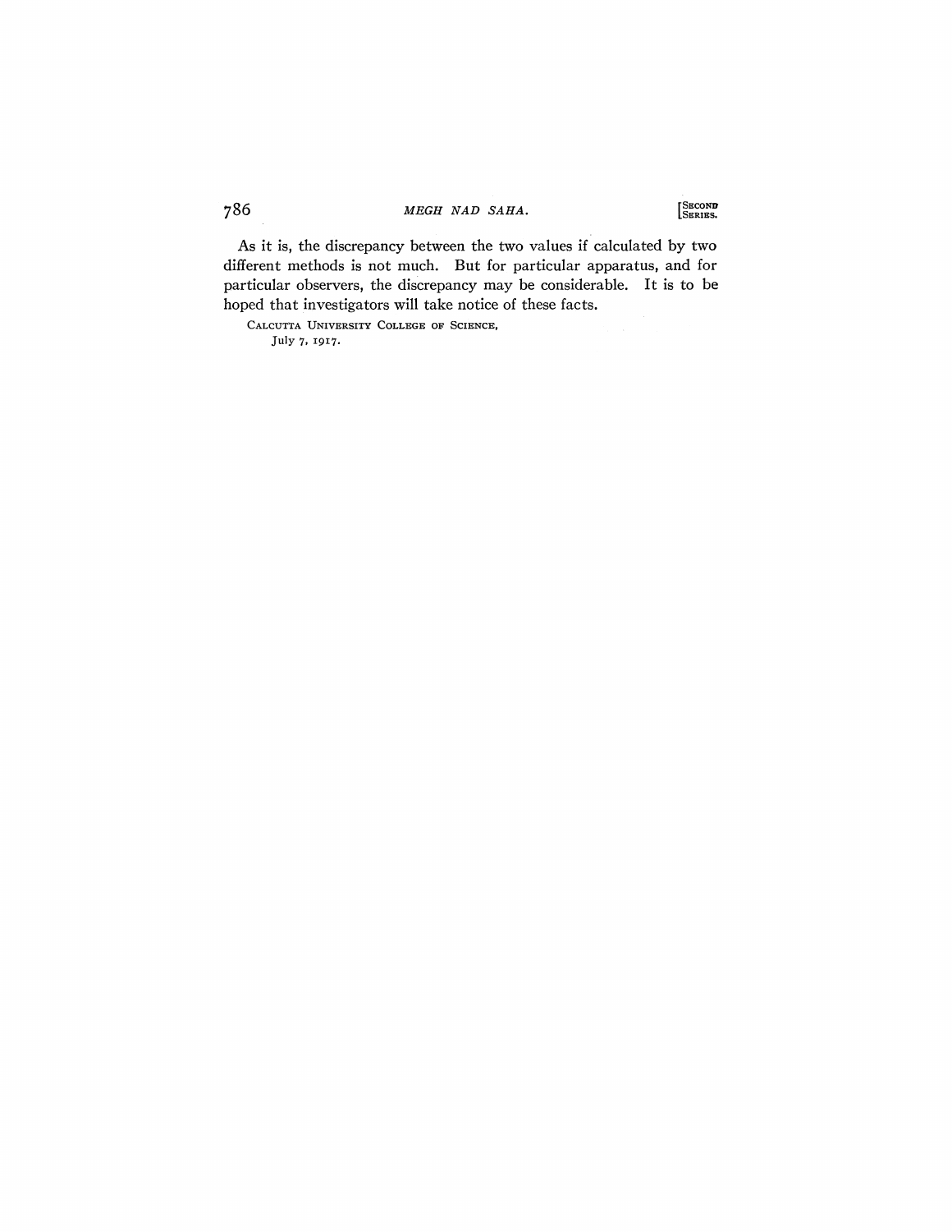As it is, the discrepancy between the two values if calculated by two different methods is not much. But for particular apparatus, and for particular observers, the discrepancy may be considerable. It is to be hoped that investigators will take notice of these facts.

CALCUTTA UNIVERSITY COLLEGE OF SCIENCE,
July 7, 1917.